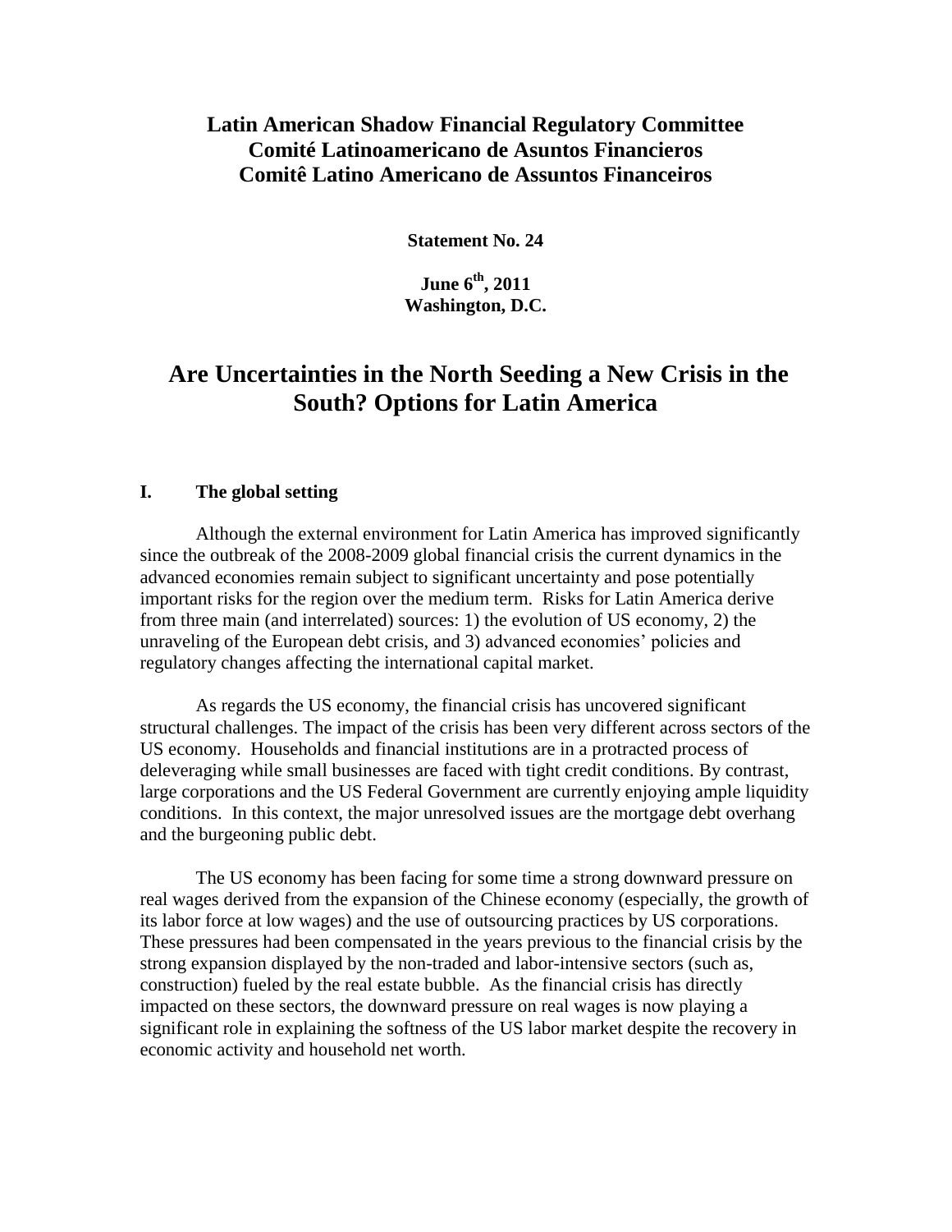**Latin American Shadow Financial Regulatory Committee**
**Comité Latinoamericano de Asuntos Financieros**
**Comitê Latino Americano de Assuntos Financeiros**

**Statement No. 24**

**June 6th, 2011**
**Washington, D.C.**

# Are Uncertainties in the North Seeding a New Crisis in the South? Options for Latin America

## I. The global setting

Although the external environment for Latin America has improved significantly since the outbreak of the 2008-2009 global financial crisis the current dynamics in the advanced economies remain subject to significant uncertainty and pose potentially important risks for the region over the medium term. Risks for Latin America derive from three main (and interrelated) sources: 1) the evolution of US economy, 2) the unraveling of the European debt crisis, and 3) advanced economies' policies and regulatory changes affecting the international capital market.

As regards the US economy, the financial crisis has uncovered significant structural challenges. The impact of the crisis has been very different across sectors of the US economy. Households and financial institutions are in a protracted process of deleveraging while small businesses are faced with tight credit conditions. By contrast, large corporations and the US Federal Government are currently enjoying ample liquidity conditions. In this context, the major unresolved issues are the mortgage debt overhang and the burgeoning public debt.

The US economy has been facing for some time a strong downward pressure on real wages derived from the expansion of the Chinese economy (especially, the growth of its labor force at low wages) and the use of outsourcing practices by US corporations. These pressures had been compensated in the years previous to the financial crisis by the strong expansion displayed by the non-traded and labor-intensive sectors (such as, construction) fueled by the real estate bubble. As the financial crisis has directly impacted on these sectors, the downward pressure on real wages is now playing a significant role in explaining the softness of the US labor market despite the recovery in economic activity and household net worth.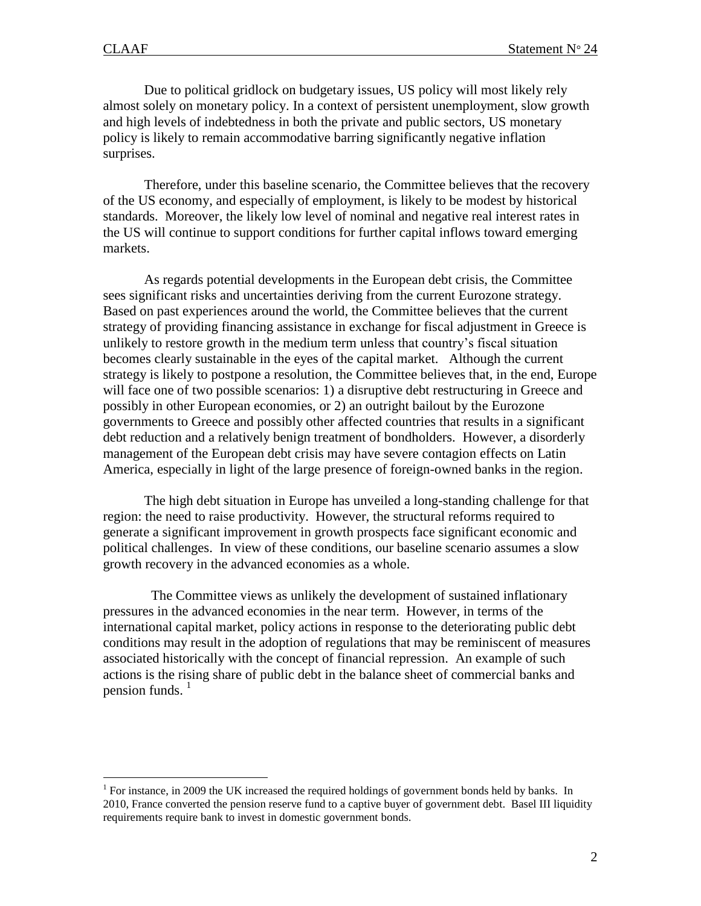Due to political gridlock on budgetary issues, US policy will most likely rely almost solely on monetary policy. In a context of persistent unemployment, slow growth and high levels of indebtedness in both the private and public sectors, US monetary policy is likely to remain accommodative barring significantly negative inflation surprises.

Therefore, under this baseline scenario, the Committee believes that the recovery of the US economy, and especially of employment, is likely to be modest by historical standards. Moreover, the likely low level of nominal and negative real interest rates in the US will continue to support conditions for further capital inflows toward emerging markets.

As regards potential developments in the European debt crisis, the Committee sees significant risks and uncertainties deriving from the current Eurozone strategy. Based on past experiences around the world, the Committee believes that the current strategy of providing financing assistance in exchange for fiscal adjustment in Greece is unlikely to restore growth in the medium term unless that country's fiscal situation becomes clearly sustainable in the eyes of the capital market. Although the current strategy is likely to postpone a resolution, the Committee believes that, in the end, Europe will face one of two possible scenarios: 1) a disruptive debt restructuring in Greece and possibly in other European economies, or 2) an outright bailout by the Eurozone governments to Greece and possibly other affected countries that results in a significant debt reduction and a relatively benign treatment of bondholders. However, a disorderly management of the European debt crisis may have severe contagion effects on Latin America, especially in light of the large presence of foreign-owned banks in the region.

The high debt situation in Europe has unveiled a long-standing challenge for that region: the need to raise productivity. However, the structural reforms required to generate a significant improvement in growth prospects face significant economic and political challenges. In view of these conditions, our baseline scenario assumes a slow growth recovery in the advanced economies as a whole.

The Committee views as unlikely the development of sustained inflationary pressures in the advanced economies in the near term. However, in terms of the international capital market, policy actions in response to the deteriorating public debt conditions may result in the adoption of regulations that may be reminiscent of measures associated historically with the concept of financial repression. An example of such actions is the rising share of public debt in the balance sheet of commercial banks and pension funds. [1]

---

[1] For instance, in 2009 the UK increased the required holdings of government bonds held by banks. In 2010, France converted the pension reserve fund to a captive buyer of government debt. Basel III liquidity requirements require bank to invest in domestic government bonds.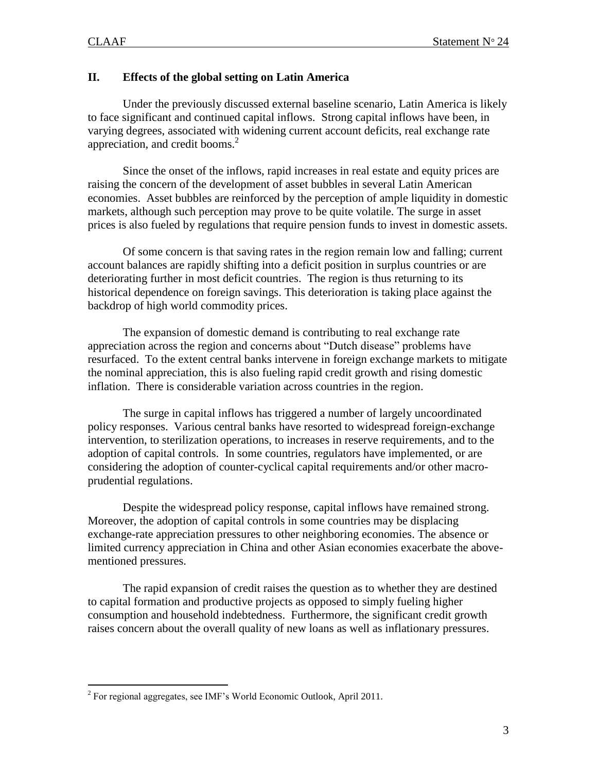## II. Effects of the global setting on Latin America

Under the previously discussed external baseline scenario, Latin America is likely to face significant and continued capital inflows. Strong capital inflows have been, in varying degrees, associated with widening current account deficits, real exchange rate appreciation, and credit booms.[2]

Since the onset of the inflows, rapid increases in real estate and equity prices are raising the concern of the development of asset bubbles in several Latin American economies. Asset bubbles are reinforced by the perception of ample liquidity in domestic markets, although such perception may prove to be quite volatile. The surge in asset prices is also fueled by regulations that require pension funds to invest in domestic assets.

Of some concern is that saving rates in the region remain low and falling; current account balances are rapidly shifting into a deficit position in surplus countries or are deteriorating further in most deficit countries. The region is thus returning to its historical dependence on foreign savings. This deterioration is taking place against the backdrop of high world commodity prices.

The expansion of domestic demand is contributing to real exchange rate appreciation across the region and concerns about "Dutch disease" problems have resurfaced. To the extent central banks intervene in foreign exchange markets to mitigate the nominal appreciation, this is also fueling rapid credit growth and rising domestic inflation. There is considerable variation across countries in the region.

The surge in capital inflows has triggered a number of largely uncoordinated policy responses. Various central banks have resorted to widespread foreign-exchange intervention, to sterilization operations, to increases in reserve requirements, and to the adoption of capital controls. In some countries, regulators have implemented, or are considering the adoption of counter-cyclical capital requirements and/or other macro-prudential regulations.

Despite the widespread policy response, capital inflows have remained strong. Moreover, the adoption of capital controls in some countries may be displacing exchange-rate appreciation pressures to other neighboring economies. The absence or limited currency appreciation in China and other Asian economies exacerbate the above-mentioned pressures.

The rapid expansion of credit raises the question as to whether they are destined to capital formation and productive projects as opposed to simply fueling higher consumption and household indebtedness. Furthermore, the significant credit growth raises concern about the overall quality of new loans as well as inflationary pressures.

[2] For regional aggregates, see IMF's World Economic Outlook, April 2011.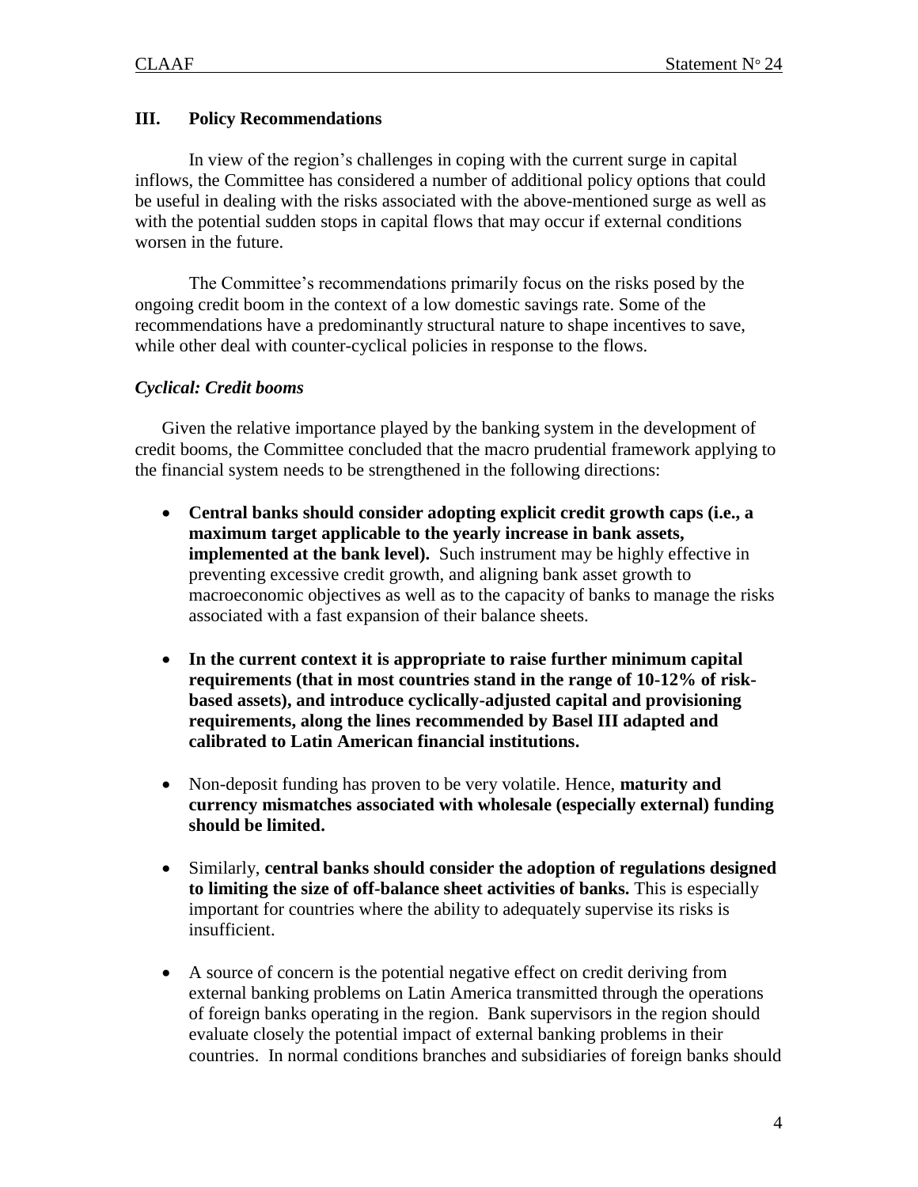## III. Policy Recommendations

In view of the region's challenges in coping with the current surge in capital inflows, the Committee has considered a number of additional policy options that could be useful in dealing with the risks associated with the above-mentioned surge as well as with the potential sudden stops in capital flows that may occur if external conditions worsen in the future.

The Committee's recommendations primarily focus on the risks posed by the ongoing credit boom in the context of a low domestic savings rate. Some of the recommendations have a predominantly structural nature to shape incentives to save, while other deal with counter-cyclical policies in response to the flows.

### *Cyclical: Credit booms*

Given the relative importance played by the banking system in the development of credit booms, the Committee concluded that the macro prudential framework applying to the financial system needs to be strengthened in the following directions:

- **Central banks should consider adopting explicit credit growth caps (i.e., a maximum target applicable to the yearly increase in bank assets, implemented at the bank level).** Such instrument may be highly effective in preventing excessive credit growth, and aligning bank asset growth to macroeconomic objectives as well as to the capacity of banks to manage the risks associated with a fast expansion of their balance sheets.

- **In the current context it is appropriate to raise further minimum capital requirements (that in most countries stand in the range of 10-12% of risk-based assets), and introduce cyclically-adjusted capital and provisioning requirements, along the lines recommended by Basel III adapted and calibrated to Latin American financial institutions.**

- Non-deposit funding has proven to be very volatile. Hence, **maturity and currency mismatches associated with wholesale (especially external) funding should be limited.**

- Similarly, **central banks should consider the adoption of regulations designed to limiting the size of off-balance sheet activities of banks.** This is especially important for countries where the ability to adequately supervise its risks is insufficient.

- A source of concern is the potential negative effect on credit deriving from external banking problems on Latin America transmitted through the operations of foreign banks operating in the region. Bank supervisors in the region should evaluate closely the potential impact of external banking problems in their countries. In normal conditions branches and subsidiaries of foreign banks should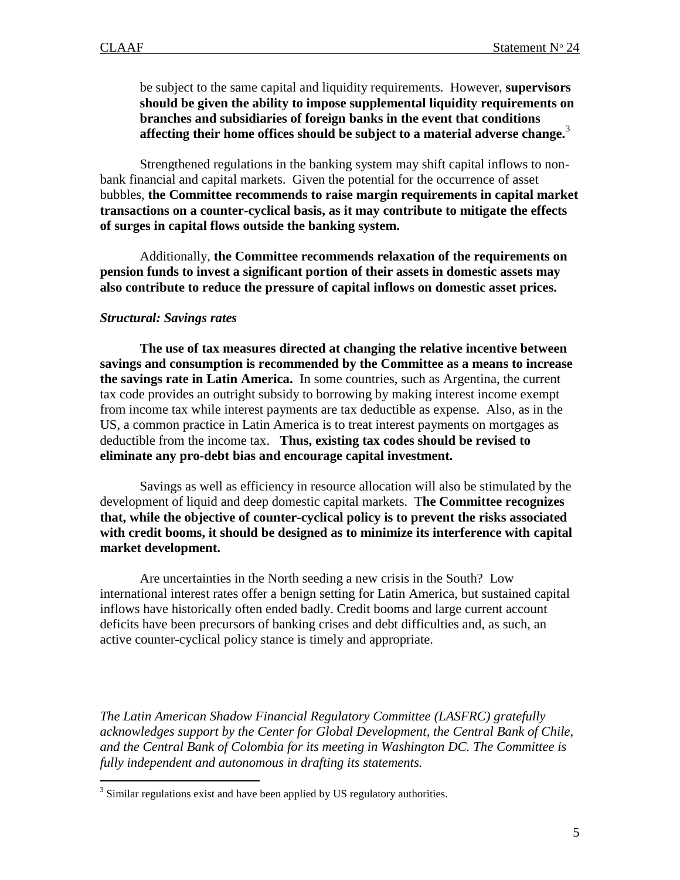be subject to the same capital and liquidity requirements. However, **supervisors should be given the ability to impose supplemental liquidity requirements on branches and subsidiaries of foreign banks in the event that conditions affecting their home offices should be subject to a material adverse change.**[3]

Strengthened regulations in the banking system may shift capital inflows to non-bank financial and capital markets. Given the potential for the occurrence of asset bubbles, **the Committee recommends to raise margin requirements in capital market transactions on a counter-cyclical basis, as it may contribute to mitigate the effects of surges in capital flows outside the banking system.**

Additionally, **the Committee recommends relaxation of the requirements on pension funds to invest a significant portion of their assets in domestic assets may also contribute to reduce the pressure of capital inflows on domestic asset prices.**

***Structural: Savings rates***

**The use of tax measures directed at changing the relative incentive between savings and consumption is recommended by the Committee as a means to increase the savings rate in Latin America.** In some countries, such as Argentina, the current tax code provides an outright subsidy to borrowing by making interest income exempt from income tax while interest payments are tax deductible as expense. Also, as in the US, a common practice in Latin America is to treat interest payments on mortgages as deductible from the income tax. **Thus, existing tax codes should be revised to eliminate any pro-debt bias and encourage capital investment.**

Savings as well as efficiency in resource allocation will also be stimulated by the development of liquid and deep domestic capital markets. T**he Committee recognizes that, while the objective of counter-cyclical policy is to prevent the risks associated with credit booms, it should be designed as to minimize its interference with capital market development.**

Are uncertainties in the North seeding a new crisis in the South? Low international interest rates offer a benign setting for Latin America, but sustained capital inflows have historically often ended badly. Credit booms and large current account deficits have been precursors of banking crises and debt difficulties and, as such, an active counter-cyclical policy stance is timely and appropriate.

*The Latin American Shadow Financial Regulatory Committee (LASFRC) gratefully acknowledges support by the Center for Global Development, the Central Bank of Chile, and the Central Bank of Colombia for its meeting in Washington DC. The Committee is fully independent and autonomous in drafting its statements.*

---

[3] Similar regulations exist and have been applied by US regulatory authorities.